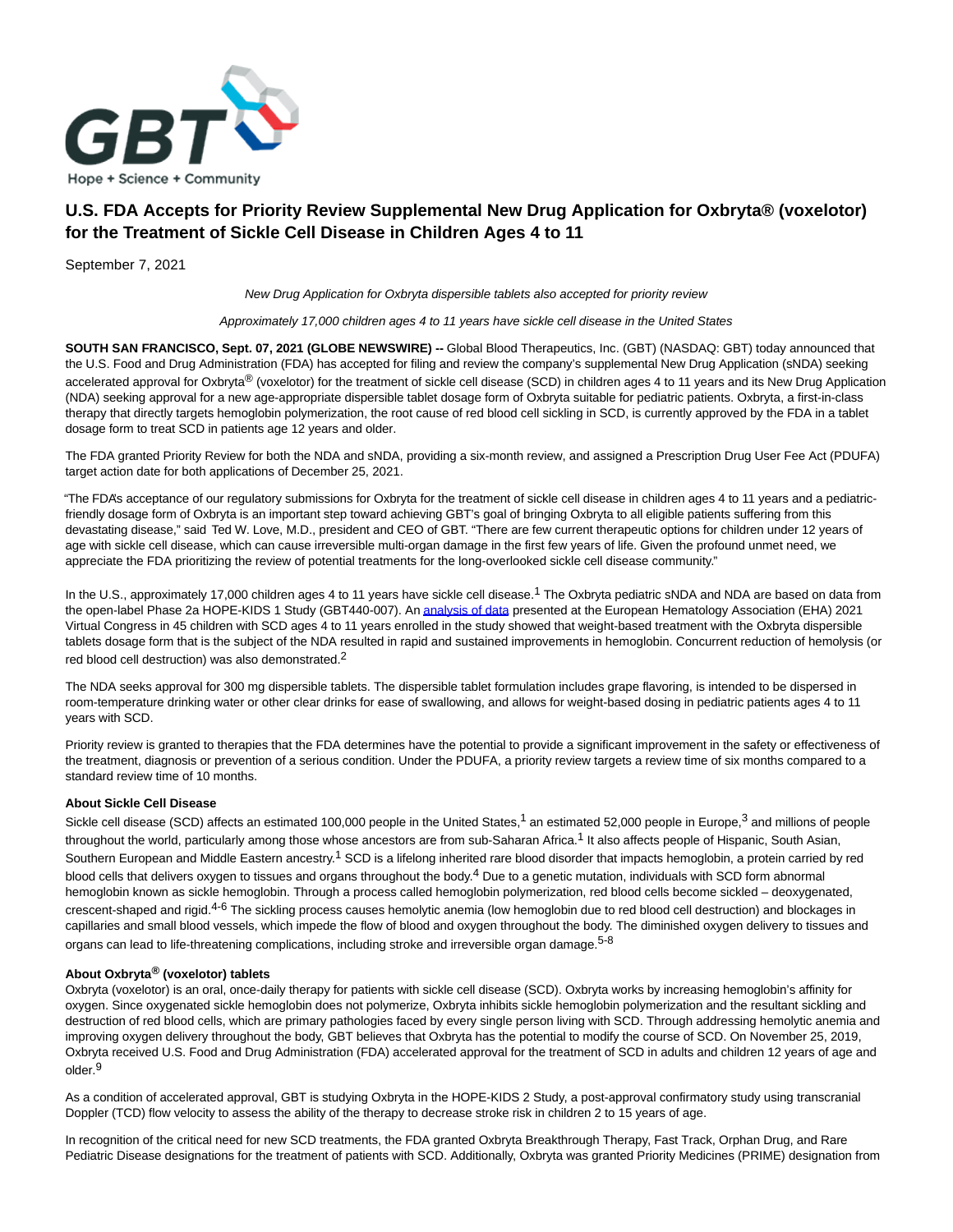GBT

Hope + Science + Community

# U.S. FDA Accepts for Priority Review Supplemental New Drug Application for Oxbryta® (voxelotor) for the Treatment of Sickle Cell Disease in Children Ages 4 to 11

September 7, 2021

*New Drug Application for Oxbryta dispersible tablets also accepted for priority review*

*Approximately 17,000 children ages 4 to 11 years have sickle cell disease in the United States*

**SOUTH SAN FRANCISCO, Sept. 07, 2021 (GLOBE NEWSWIRE) --** Global Blood Therapeutics, Inc. (GBT) (NASDAQ: GBT) today announced that the U.S. Food and Drug Administration (FDA) has accepted for filing and review the company's supplemental New Drug Application (sNDA) seeking accelerated approval for Oxbryta® (voxelotor) for the treatment of sickle cell disease (SCD) in children ages 4 to 11 years and its New Drug Application (NDA) seeking approval for a new age-appropriate dispersible tablet dosage form of Oxbryta suitable for pediatric patients. Oxbryta, a first-in-class therapy that directly targets hemoglobin polymerization, the root cause of red blood cell sickling in SCD, is currently approved by the FDA in a tablet dosage form to treat SCD in patients age 12 years and older.

The FDA granted Priority Review for both the NDA and sNDA, providing a six-month review, and assigned a Prescription Drug User Fee Act (PDUFA) target action date for both applications of December 25, 2021.

"The FDA's acceptance of our regulatory submissions for Oxbryta for the treatment of sickle cell disease in children ages 4 to 11 years and a pediatric-friendly dosage form of Oxbryta is an important step toward achieving GBT's goal of bringing Oxbryta to all eligible patients suffering from this devastating disease," said Ted W. Love, M.D., president and CEO of GBT. "There are few current therapeutic options for children under 12 years of age with sickle cell disease, which can cause irreversible multi-organ damage in the first few years of life. Given the profound unmet need, we appreciate the FDA prioritizing the review of potential treatments for the long-overlooked sickle cell disease community."

In the U.S., approximately 17,000 children ages 4 to 11 years have sickle cell disease.[1] The Oxbryta pediatric sNDA and NDA are based on data from the open-label Phase 2a HOPE-KIDS 1 Study (GBT440-007). An analysis of data presented at the European Hematology Association (EHA) 2021 Virtual Congress in 45 children with SCD ages 4 to 11 years enrolled in the study showed that weight-based treatment with the Oxbryta dispersible tablets dosage form that is the subject of the NDA resulted in rapid and sustained improvements in hemoglobin. Concurrent reduction of hemolysis (or red blood cell destruction) was also demonstrated.[2]

The NDA seeks approval for 300 mg dispersible tablets. The dispersible tablet formulation includes grape flavoring, is intended to be dispersed in room-temperature drinking water or other clear drinks for ease of swallowing, and allows for weight-based dosing in pediatric patients ages 4 to 11 years with SCD.

Priority review is granted to therapies that the FDA determines have the potential to provide a significant improvement in the safety or effectiveness of the treatment, diagnosis or prevention of a serious condition. Under the PDUFA, a priority review targets a review time of six months compared to a standard review time of 10 months.

**About Sickle Cell Disease**

Sickle cell disease (SCD) affects an estimated 100,000 people in the United States,[1] an estimated 52,000 people in Europe,[3] and millions of people throughout the world, particularly among those whose ancestors are from sub-Saharan Africa.[1] It also affects people of Hispanic, South Asian, Southern European and Middle Eastern ancestry.[1] SCD is a lifelong inherited rare blood disorder that impacts hemoglobin, a protein carried by red blood cells that delivers oxygen to tissues and organs throughout the body.[4] Due to a genetic mutation, individuals with SCD form abnormal hemoglobin known as sickle hemoglobin. Through a process called hemoglobin polymerization, red blood cells become sickled – deoxygenated, crescent-shaped and rigid.[4-6] The sickling process causes hemolytic anemia (low hemoglobin due to red blood cell destruction) and blockages in capillaries and small blood vessels, which impede the flow of blood and oxygen throughout the body. The diminished oxygen delivery to tissues and organs can lead to life-threatening complications, including stroke and irreversible organ damage.[5-8]

**About Oxbryta® (voxelotor) tablets**

Oxbryta (voxelotor) is an oral, once-daily therapy for patients with sickle cell disease (SCD). Oxbryta works by increasing hemoglobin's affinity for oxygen. Since oxygenated sickle hemoglobin does not polymerize, Oxbryta inhibits sickle hemoglobin polymerization and the resultant sickling and destruction of red blood cells, which are primary pathologies faced by every single person living with SCD. Through addressing hemolytic anemia and improving oxygen delivery throughout the body, GBT believes that Oxbryta has the potential to modify the course of SCD. On November 25, 2019, Oxbryta received U.S. Food and Drug Administration (FDA) accelerated approval for the treatment of SCD in adults and children 12 years of age and older.[9]

As a condition of accelerated approval, GBT is studying Oxbryta in the HOPE-KIDS 2 Study, a post-approval confirmatory study using transcranial Doppler (TCD) flow velocity to assess the ability of the therapy to decrease stroke risk in children 2 to 15 years of age.

In recognition of the critical need for new SCD treatments, the FDA granted Oxbryta Breakthrough Therapy, Fast Track, Orphan Drug, and Rare Pediatric Disease designations for the treatment of patients with SCD. Additionally, Oxbryta was granted Priority Medicines (PRIME) designation from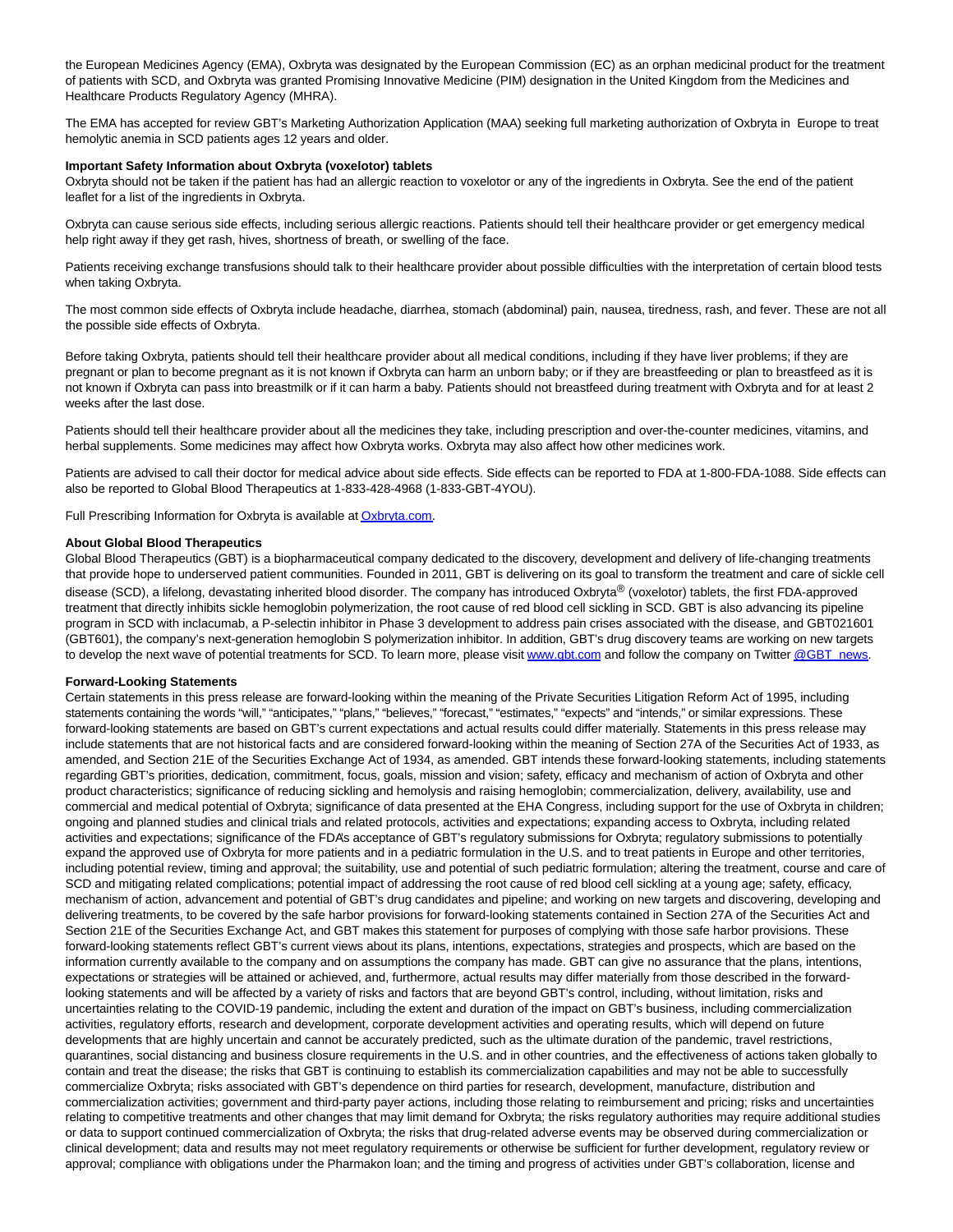the European Medicines Agency (EMA), Oxbryta was designated by the European Commission (EC) as an orphan medicinal product for the treatment of patients with SCD, and Oxbryta was granted Promising Innovative Medicine (PIM) designation in the United Kingdom from the Medicines and Healthcare Products Regulatory Agency (MHRA).

The EMA has accepted for review GBT's Marketing Authorization Application (MAA) seeking full marketing authorization of Oxbryta in Europe to treat hemolytic anemia in SCD patients ages 12 years and older.

**Important Safety Information about Oxbryta (voxelotor) tablets**

Oxbryta should not be taken if the patient has had an allergic reaction to voxelotor or any of the ingredients in Oxbryta. See the end of the patient leaflet for a list of the ingredients in Oxbryta.

Oxbryta can cause serious side effects, including serious allergic reactions. Patients should tell their healthcare provider or get emergency medical help right away if they get rash, hives, shortness of breath, or swelling of the face.

Patients receiving exchange transfusions should talk to their healthcare provider about possible difficulties with the interpretation of certain blood tests when taking Oxbryta.

The most common side effects of Oxbryta include headache, diarrhea, stomach (abdominal) pain, nausea, tiredness, rash, and fever. These are not all the possible side effects of Oxbryta.

Before taking Oxbryta, patients should tell their healthcare provider about all medical conditions, including if they have liver problems; if they are pregnant or plan to become pregnant as it is not known if Oxbryta can harm an unborn baby; or if they are breastfeeding or plan to breastfeed as it is not known if Oxbryta can pass into breastmilk or if it can harm a baby. Patients should not breastfeed during treatment with Oxbryta and for at least 2 weeks after the last dose.

Patients should tell their healthcare provider about all the medicines they take, including prescription and over-the-counter medicines, vitamins, and herbal supplements. Some medicines may affect how Oxbryta works. Oxbryta may also affect how other medicines work.

Patients are advised to call their doctor for medical advice about side effects. Side effects can be reported to FDA at 1-800-FDA-1088. Side effects can also be reported to Global Blood Therapeutics at 1-833-428-4968 (1-833-GBT-4YOU).

Full Prescribing Information for Oxbryta is available at [Oxbryta.com](Oxbryta.com).

**About Global Blood Therapeutics**

Global Blood Therapeutics (GBT) is a biopharmaceutical company dedicated to the discovery, development and delivery of life-changing treatments that provide hope to underserved patient communities. Founded in 2011, GBT is delivering on its goal to transform the treatment and care of sickle cell disease (SCD), a lifelong, devastating inherited blood disorder. The company has introduced Oxbryta® (voxelotor) tablets, the first FDA-approved treatment that directly inhibits sickle hemoglobin polymerization, the root cause of red blood cell sickling in SCD. GBT is also advancing its pipeline program in SCD with inclacumab, a P-selectin inhibitor in Phase 3 development to address pain crises associated with the disease, and GBT021601 (GBT601), the company's next-generation hemoglobin S polymerization inhibitor. In addition, GBT's drug discovery teams are working on new targets to develop the next wave of potential treatments for SCD. To learn more, please visit [www.gbt.com](www.gbt.com) and follow the company on Twitter [@GBT_news](@GBT_news).

**Forward-Looking Statements**

Certain statements in this press release are forward-looking within the meaning of the Private Securities Litigation Reform Act of 1995, including statements containing the words "will," "anticipates," "plans," "believes," "forecast," "estimates," "expects" and "intends," or similar expressions. These forward-looking statements are based on GBT's current expectations and actual results could differ materially. Statements in this press release may include statements that are not historical facts and are considered forward-looking within the meaning of Section 27A of the Securities Act of 1933, as amended, and Section 21E of the Securities Exchange Act of 1934, as amended. GBT intends these forward-looking statements, including statements regarding GBT's priorities, dedication, commitment, focus, goals, mission and vision; safety, efficacy and mechanism of action of Oxbryta and other product characteristics; significance of reducing sickling and hemolysis and raising hemoglobin; commercialization, delivery, availability, use and commercial and medical potential of Oxbryta; significance of data presented at the EHA Congress, including support for the use of Oxbryta in children; ongoing and planned studies and clinical trials and related protocols, activities and expectations; expanding access to Oxbryta, including related activities and expectations; significance of the FDA's acceptance of GBT's regulatory submissions for Oxbryta; regulatory submissions to potentially expand the approved use of Oxbryta for more patients and in a pediatric formulation in the U.S. and to treat patients in Europe and other territories, including potential review, timing and approval; the suitability, use and potential of such pediatric formulation; altering the treatment, course and care of SCD and mitigating related complications; potential impact of addressing the root cause of red blood cell sickling at a young age; safety, efficacy, mechanism of action, advancement and potential of GBT's drug candidates and pipeline; and working on new targets and discovering, developing and delivering treatments, to be covered by the safe harbor provisions for forward-looking statements contained in Section 27A of the Securities Act and Section 21E of the Securities Exchange Act, and GBT makes this statement for purposes of complying with those safe harbor provisions. These forward-looking statements reflect GBT's current views about its plans, intentions, expectations, strategies and prospects, which are based on the information currently available to the company and on assumptions the company has made. GBT can give no assurance that the plans, intentions, expectations or strategies will be attained or achieved, and, furthermore, actual results may differ materially from those described in the forward-looking statements and will be affected by a variety of risks and factors that are beyond GBT's control, including, without limitation, risks and uncertainties relating to the COVID-19 pandemic, including the extent and duration of the impact on GBT's business, including commercialization activities, regulatory efforts, research and development, corporate development activities and operating results, which will depend on future developments that are highly uncertain and cannot be accurately predicted, such as the ultimate duration of the pandemic, travel restrictions, quarantines, social distancing and business closure requirements in the U.S. and in other countries, and the effectiveness of actions taken globally to contain and treat the disease; the risks that GBT is continuing to establish its commercialization capabilities and may not be able to successfully commercialize Oxbryta; risks associated with GBT's dependence on third parties for research, development, manufacture, distribution and commercialization activities; government and third-party payer actions, including those relating to reimbursement and pricing; risks and uncertainties relating to competitive treatments and other changes that may limit demand for Oxbryta; the risks regulatory authorities may require additional studies or data to support continued commercialization of Oxbryta; the risks that drug-related adverse events may be observed during commercialization or clinical development; data and results may not meet regulatory requirements or otherwise be sufficient for further development, regulatory review or approval; compliance with obligations under the Pharmakon loan; and the timing and progress of activities under GBT's collaboration, license and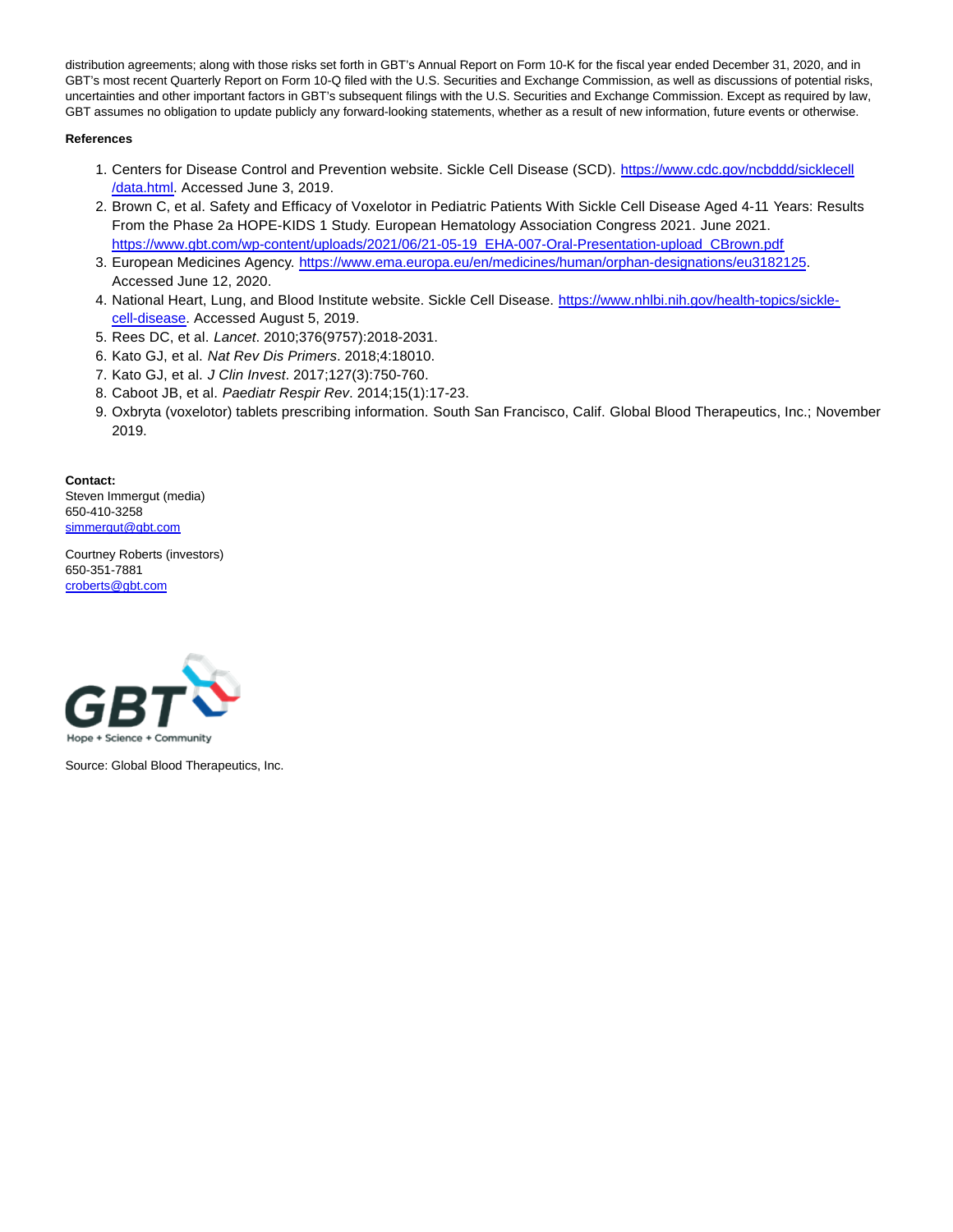distribution agreements; along with those risks set forth in GBT's Annual Report on Form 10-K for the fiscal year ended December 31, 2020, and in GBT's most recent Quarterly Report on Form 10-Q filed with the U.S. Securities and Exchange Commission, as well as discussions of potential risks, uncertainties and other important factors in GBT's subsequent filings with the U.S. Securities and Exchange Commission. Except as required by law, GBT assumes no obligation to update publicly any forward-looking statements, whether as a result of new information, future events or otherwise.

**References**

1. Centers for Disease Control and Prevention website. Sickle Cell Disease (SCD). https://www.cdc.gov/ncbddd/sicklecell/data.html. Accessed June 3, 2019.
2. Brown C, et al. Safety and Efficacy of Voxelotor in Pediatric Patients With Sickle Cell Disease Aged 4-11 Years: Results From the Phase 2a HOPE-KIDS 1 Study. European Hematology Association Congress 2021. June 2021. https://www.gbt.com/wp-content/uploads/2021/06/21-05-19_EHA-007-Oral-Presentation-upload_CBrown.pdf
3. European Medicines Agency. https://www.ema.europa.eu/en/medicines/human/orphan-designations/eu3182125. Accessed June 12, 2020.
4. National Heart, Lung, and Blood Institute website. Sickle Cell Disease. https://www.nhlbi.nih.gov/health-topics/sickle-cell-disease. Accessed August 5, 2019.
5. Rees DC, et al. *Lancet*. 2010;376(9757):2018-2031.
6. Kato GJ, et al. *Nat Rev Dis Primers*. 2018;4:18010.
7. Kato GJ, et al. *J Clin Invest*. 2017;127(3):750-760.
8. Caboot JB, et al. *Paediatr Respir Rev*. 2014;15(1):17-23.
9. Oxbryta (voxelotor) tablets prescribing information. South San Francisco, Calif. Global Blood Therapeutics, Inc.; November 2019.

**Contact:**
Steven Immergut (media)
650-410-3258
simmergut@gbt.com

Courtney Roberts (investors)
650-351-7881
croberts@gbt.com

GBT
Hope + Science + Community

Source: Global Blood Therapeutics, Inc.